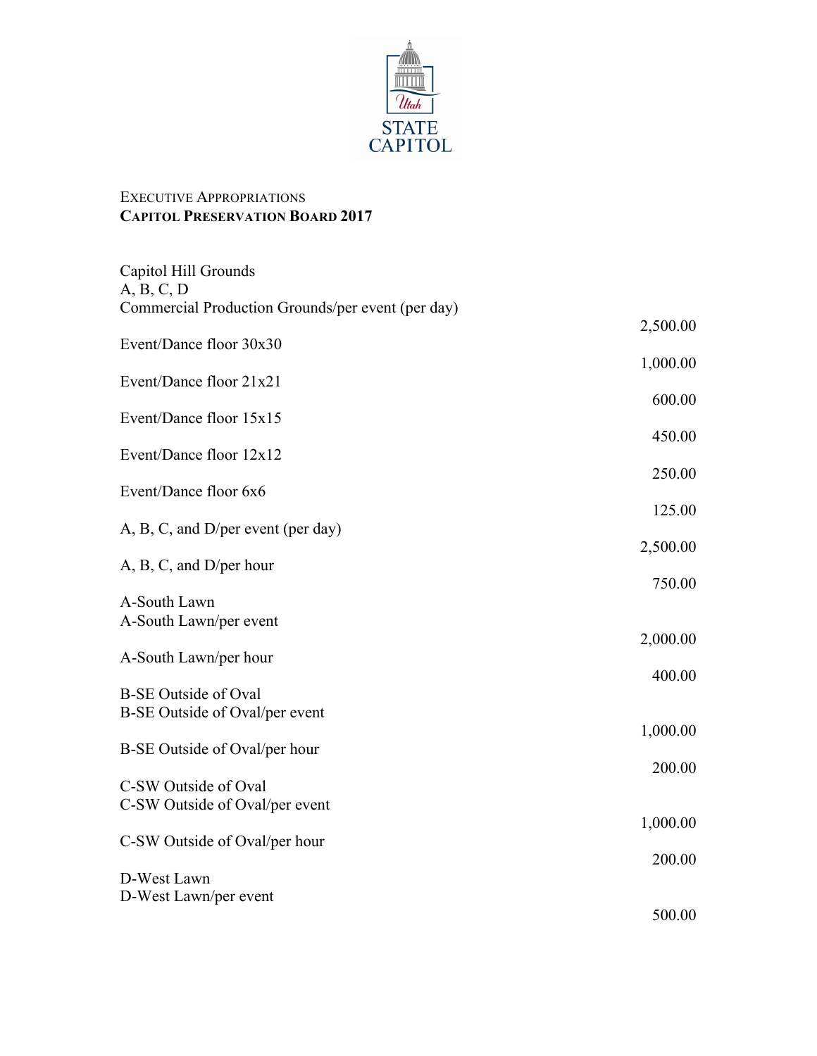Utah STATE CAPITOL

EXECUTIVE APPROPRIATIONS
**CAPITOL PRESERVATION BOARD 2017**

| | |
|---|---|
| Capitol Hill Grounds | |
| A, B, C, D | |
| Commercial Production Grounds/per event (per day) | 2,500.00 |
| Event/Dance floor 30x30 | 1,000.00 |
| Event/Dance floor 21x21 | 600.00 |
| Event/Dance floor 15x15 | 450.00 |
| Event/Dance floor 12x12 | 250.00 |
| Event/Dance floor 6x6 | 125.00 |
| A, B, C, and D/per event (per day) | 2,500.00 |
| A, B, C, and D/per hour | 750.00 |
| A-South Lawn | |
| A-South Lawn/per event | 2,000.00 |
| A-South Lawn/per hour | 400.00 |
| B-SE Outside of Oval | |
| B-SE Outside of Oval/per event | 1,000.00 |
| B-SE Outside of Oval/per hour | 200.00 |
| C-SW Outside of Oval | |
| C-SW Outside of Oval/per event | 1,000.00 |
| C-SW Outside of Oval/per hour | 200.00 |
| D-West Lawn | |
| D-West Lawn/per event | 500.00 |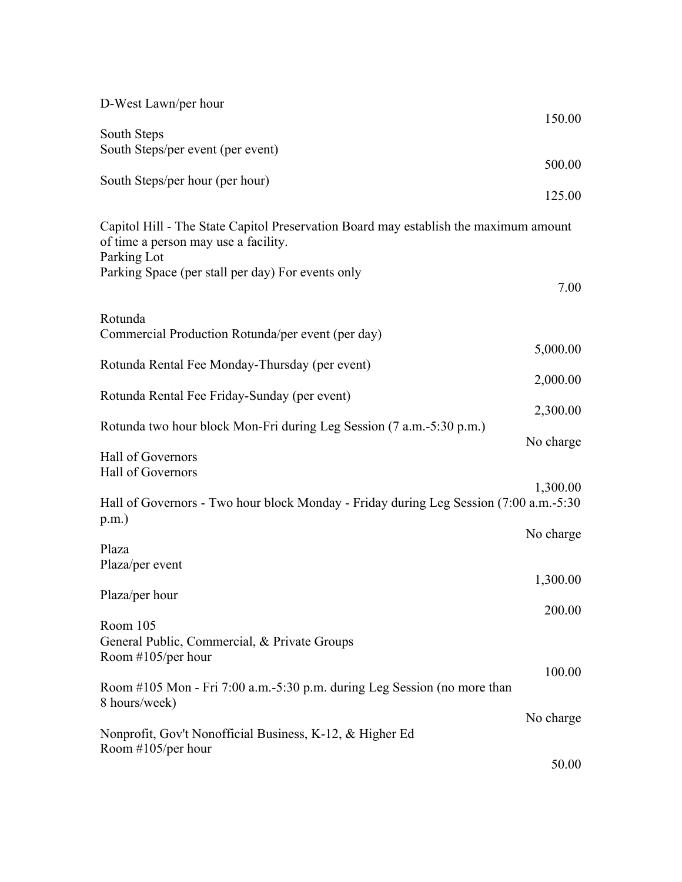| | |
|---|---|
| D-West Lawn/per hour | 150.00 |
| South Steps | |
| South Steps/per event (per event) | 500.00 |
| South Steps/per hour (per hour) | 125.00 |
| Capitol Hill - The State Capitol Preservation Board may establish the maximum amount of time a person may use a facility. | |
| Parking Lot | |
| Parking Space (per stall per day) For events only | 7.00 |
| Rotunda | |
| Commercial Production Rotunda/per event (per day) | 5,000.00 |
| Rotunda Rental Fee Monday-Thursday (per event) | 2,000.00 |
| Rotunda Rental Fee Friday-Sunday (per event) | 2,300.00 |
| Rotunda two hour block Mon-Fri during Leg Session (7 a.m.-5:30 p.m.) | No charge |
| Hall of Governors | |
| Hall of Governors | 1,300.00 |
| Hall of Governors - Two hour block Monday - Friday during Leg Session (7:00 a.m.-5:30 p.m.) | No charge |
| Plaza | |
| Plaza/per event | 1,300.00 |
| Plaza/per hour | 200.00 |
| Room 105 | |
| General Public, Commercial, & Private Groups | |
| Room #105/per hour | 100.00 |
| Room #105 Mon - Fri 7:00 a.m.-5:30 p.m. during Leg Session (no more than 8 hours/week) | No charge |
| Nonprofit, Gov't Nonofficial Business, K-12, & Higher Ed | |
| Room #105/per hour | 50.00 |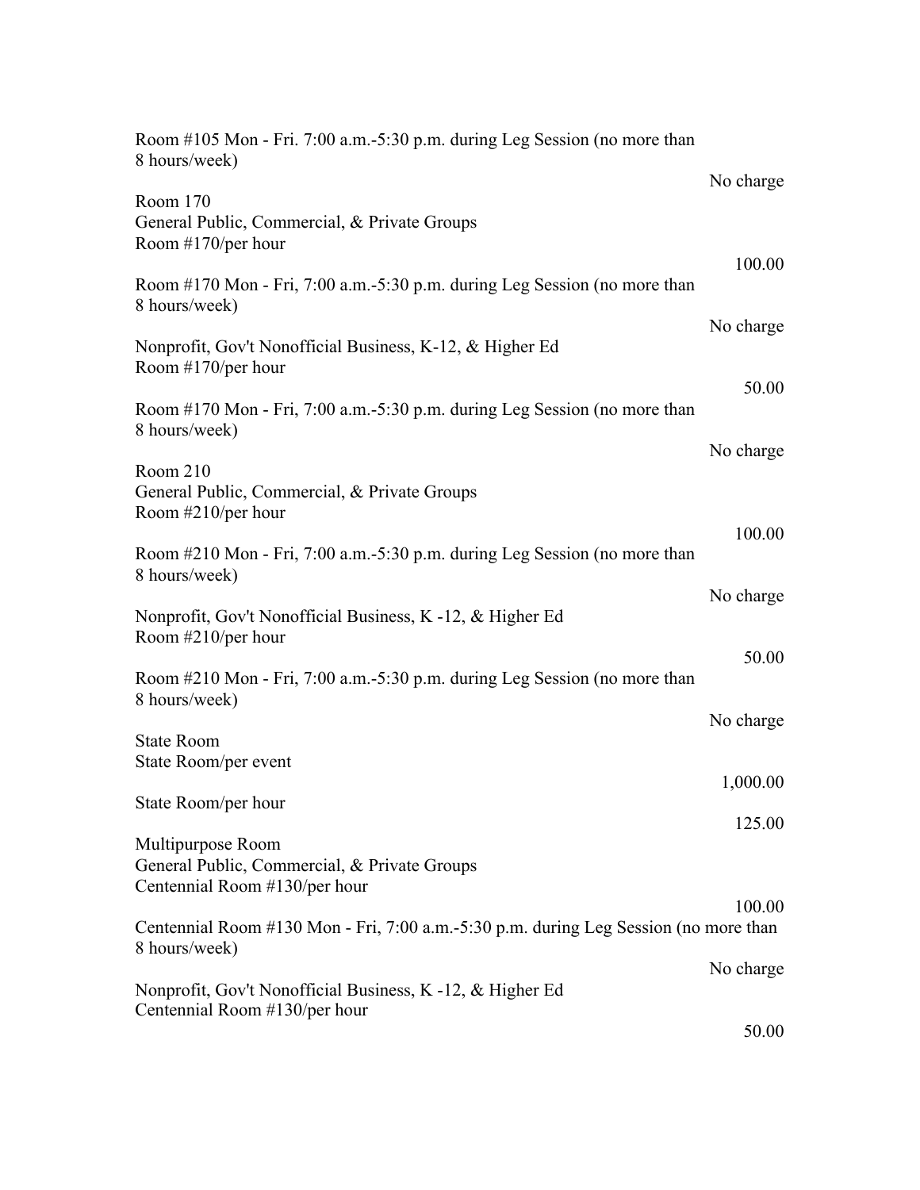| Description | Fee |
| --- | --- |
| Room #105 Mon - Fri. 7:00 a.m.-5:30 p.m. during Leg Session (no more than 8 hours/week) | No charge |
| **Room 170** | |
| General Public, Commercial, & Private Groups | |
| Room #170/per hour | 100.00 |
| Room #170 Mon - Fri, 7:00 a.m.-5:30 p.m. during Leg Session (no more than 8 hours/week) | No charge |
| Nonprofit, Gov't Nonofficial Business, K-12, & Higher Ed | |
| Room #170/per hour | 50.00 |
| Room #170 Mon - Fri, 7:00 a.m.-5:30 p.m. during Leg Session (no more than 8 hours/week) | No charge |
| **Room 210** | |
| General Public, Commercial, & Private Groups | |
| Room #210/per hour | 100.00 |
| Room #210 Mon - Fri, 7:00 a.m.-5:30 p.m. during Leg Session (no more than 8 hours/week) | No charge |
| Nonprofit, Gov't Nonofficial Business, K -12, & Higher Ed | |
| Room #210/per hour | 50.00 |
| Room #210 Mon - Fri, 7:00 a.m.-5:30 p.m. during Leg Session (no more than 8 hours/week) | No charge |
| **State Room** | |
| State Room/per event | 1,000.00 |
| State Room/per hour | 125.00 |
| **Multipurpose Room** | |
| General Public, Commercial, & Private Groups | |
| Centennial Room #130/per hour | 100.00 |
| Centennial Room #130 Mon - Fri, 7:00 a.m.-5:30 p.m. during Leg Session (no more than 8 hours/week) | No charge |
| Nonprofit, Gov't Nonofficial Business, K -12, & Higher Ed | |
| Centennial Room #130/per hour | 50.00 |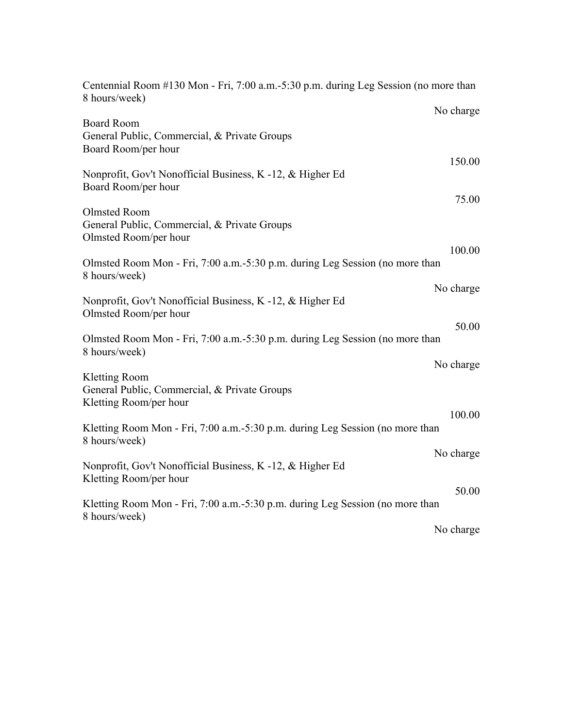Centennial Room #130 Mon - Fri, 7:00 a.m.-5:30 p.m. during Leg Session (no more than 8 hours/week)

No charge

Board Room

General Public, Commercial, & Private Groups

Board Room/per hour

150.00

Nonprofit, Gov't Nonofficial Business, K -12, & Higher Ed

Board Room/per hour

75.00

Olmsted Room

General Public, Commercial, & Private Groups

Olmsted Room/per hour

100.00

Olmsted Room Mon - Fri, 7:00 a.m.-5:30 p.m. during Leg Session (no more than 8 hours/week)

No charge

Nonprofit, Gov't Nonofficial Business, K -12, & Higher Ed

Olmsted Room/per hour

50.00

Olmsted Room Mon - Fri, 7:00 a.m.-5:30 p.m. during Leg Session (no more than 8 hours/week)

No charge

Kletting Room

General Public, Commercial, & Private Groups

Kletting Room/per hour

100.00

Kletting Room Mon - Fri, 7:00 a.m.-5:30 p.m. during Leg Session (no more than 8 hours/week)

No charge

Nonprofit, Gov't Nonofficial Business, K -12, & Higher Ed

Kletting Room/per hour

50.00

Kletting Room Mon - Fri, 7:00 a.m.-5:30 p.m. during Leg Session (no more than 8 hours/week)

No charge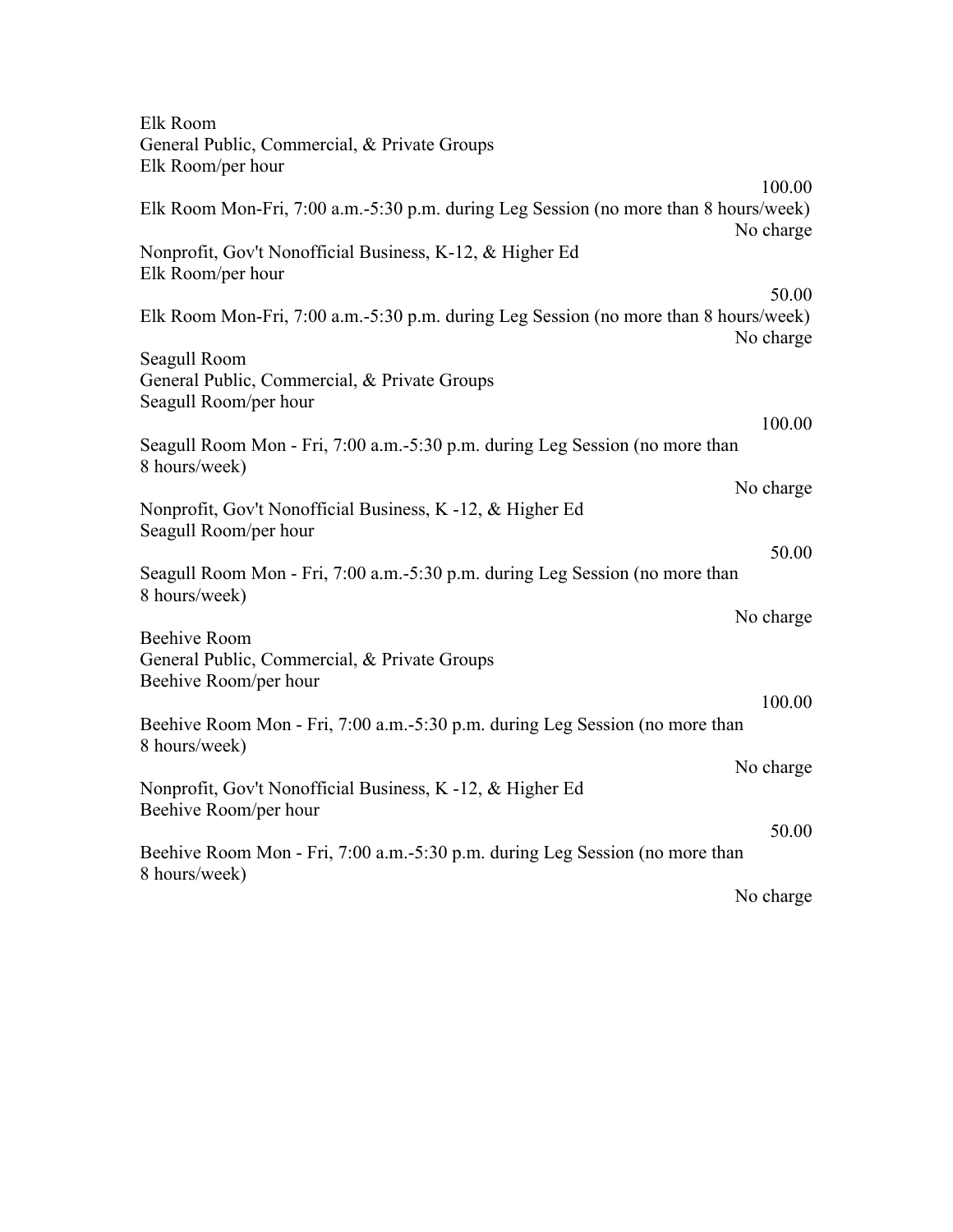Elk Room
General Public, Commercial, & Private Groups

| Item | Fee |
|---|---|
| Elk Room/per hour | 100.00 |
| Elk Room Mon-Fri, 7:00 a.m.-5:30 p.m. during Leg Session (no more than 8 hours/week) | No charge |

Nonprofit, Gov't Nonofficial Business, K-12, & Higher Ed

| Item | Fee |
|---|---|
| Elk Room/per hour | 50.00 |
| Elk Room Mon-Fri, 7:00 a.m.-5:30 p.m. during Leg Session (no more than 8 hours/week) | No charge |

Seagull Room
General Public, Commercial, & Private Groups

| Item | Fee |
|---|---|
| Seagull Room/per hour | 100.00 |
| Seagull Room Mon - Fri, 7:00 a.m.-5:30 p.m. during Leg Session (no more than 8 hours/week) | No charge |

Nonprofit, Gov't Nonofficial Business, K -12, & Higher Ed

| Item | Fee |
|---|---|
| Seagull Room/per hour | 50.00 |
| Seagull Room Mon - Fri, 7:00 a.m.-5:30 p.m. during Leg Session (no more than 8 hours/week) | No charge |

Beehive Room
General Public, Commercial, & Private Groups

| Item | Fee |
|---|---|
| Beehive Room/per hour | 100.00 |
| Beehive Room Mon - Fri, 7:00 a.m.-5:30 p.m. during Leg Session (no more than 8 hours/week) | No charge |

Nonprofit, Gov't Nonofficial Business, K -12, & Higher Ed

| Item | Fee |
|---|---|
| Beehive Room/per hour | 50.00 |
| Beehive Room Mon - Fri, 7:00 a.m.-5:30 p.m. during Leg Session (no more than 8 hours/week) | No charge |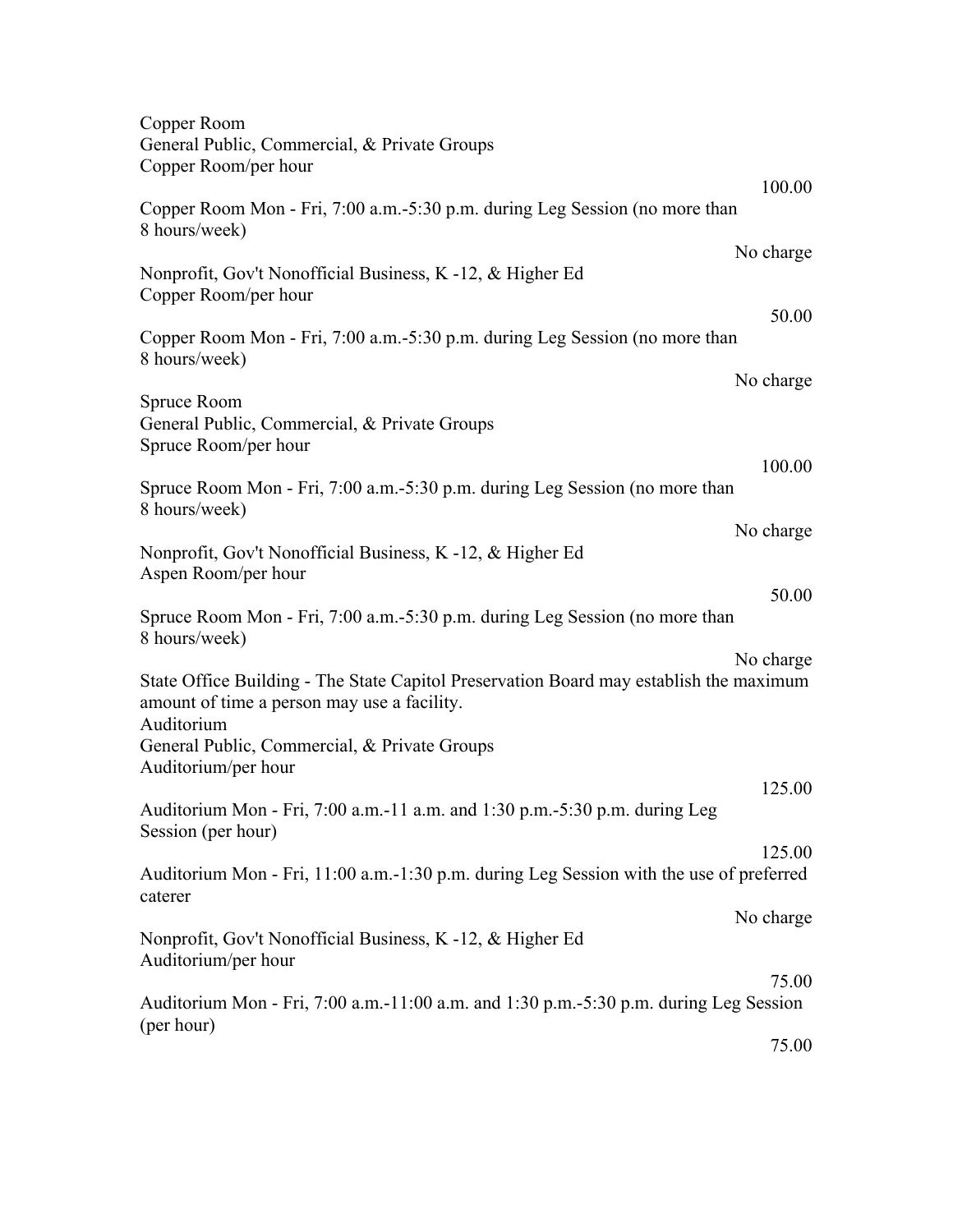Copper Room
General Public, Commercial, & Private Groups

| Item | Fee |
|---|---|
| Copper Room/per hour | 100.00 |
| Copper Room Mon - Fri, 7:00 a.m.-5:30 p.m. during Leg Session (no more than 8 hours/week) | No charge |

Nonprofit, Gov't Nonofficial Business, K -12, & Higher Ed

| Item | Fee |
|---|---|
| Copper Room/per hour | 50.00 |
| Copper Room Mon - Fri, 7:00 a.m.-5:30 p.m. during Leg Session (no more than 8 hours/week) | No charge |

Spruce Room
General Public, Commercial, & Private Groups

| Item | Fee |
|---|---|
| Spruce Room/per hour | 100.00 |
| Spruce Room Mon - Fri, 7:00 a.m.-5:30 p.m. during Leg Session (no more than 8 hours/week) | No charge |

Nonprofit, Gov't Nonofficial Business, K -12, & Higher Ed

| Item | Fee |
|---|---|
| Aspen Room/per hour | 50.00 |
| Spruce Room Mon - Fri, 7:00 a.m.-5:30 p.m. during Leg Session (no more than 8 hours/week) | No charge |

State Office Building - The State Capitol Preservation Board may establish the maximum amount of time a person may use a facility.
Auditorium
General Public, Commercial, & Private Groups

| Item | Fee |
|---|---|
| Auditorium/per hour | 125.00 |
| Auditorium Mon - Fri, 7:00 a.m.-11 a.m. and 1:30 p.m.-5:30 p.m. during Leg Session (per hour) | 125.00 |
| Auditorium Mon - Fri, 11:00 a.m.-1:30 p.m. during Leg Session with the use of preferred caterer | No charge |

Nonprofit, Gov't Nonofficial Business, K -12, & Higher Ed

| Item | Fee |
|---|---|
| Auditorium/per hour | 75.00 |
| Auditorium Mon - Fri, 7:00 a.m.-11:00 a.m. and 1:30 p.m.-5:30 p.m. during Leg Session (per hour) | 75.00 |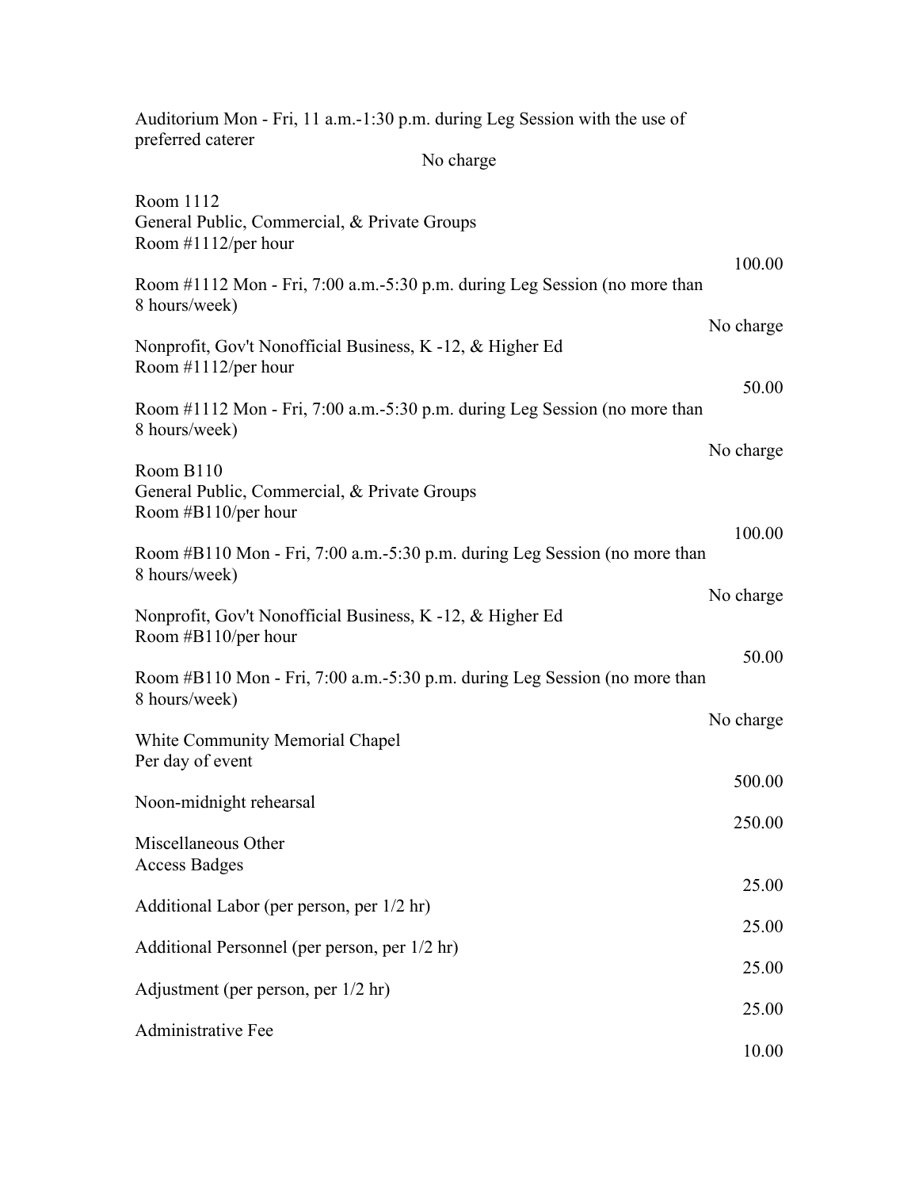| Item | Fee |
| --- | --- |
| Auditorium Mon - Fri, 11 a.m.-1:30 p.m. during Leg Session with the use of preferred caterer | No charge |
| **Room 1112** | |
| General Public, Commercial, & Private Groups | |
| Room #1112/per hour | 100.00 |
| Room #1112 Mon - Fri, 7:00 a.m.-5:30 p.m. during Leg Session (no more than 8 hours/week) | No charge |
| Nonprofit, Gov't Nonofficial Business, K -12, & Higher Ed | |
| Room #1112/per hour | 50.00 |
| Room #1112 Mon - Fri, 7:00 a.m.-5:30 p.m. during Leg Session (no more than 8 hours/week) | No charge |
| **Room B110** | |
| General Public, Commercial, & Private Groups | |
| Room #B110/per hour | 100.00 |
| Room #B110 Mon - Fri, 7:00 a.m.-5:30 p.m. during Leg Session (no more than 8 hours/week) | No charge |
| Nonprofit, Gov't Nonofficial Business, K -12, & Higher Ed | |
| Room #B110/per hour | 50.00 |
| Room #B110 Mon - Fri, 7:00 a.m.-5:30 p.m. during Leg Session (no more than 8 hours/week) | No charge |
| **White Community Memorial Chapel** | |
| Per day of event | 500.00 |
| Noon-midnight rehearsal | 250.00 |
| **Miscellaneous Other** | |
| Access Badges | 25.00 |
| Additional Labor (per person, per 1/2 hr) | 25.00 |
| Additional Personnel (per person, per 1/2 hr) | 25.00 |
| Adjustment (per person, per 1/2 hr) | 25.00 |
| Administrative Fee | 10.00 |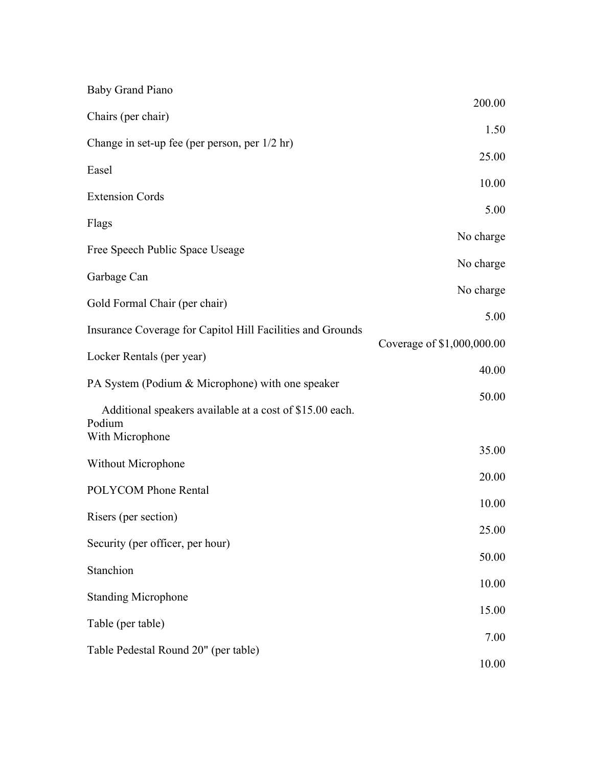| Item | Fee |
|---|---|
| Baby Grand Piano | 200.00 |
| Chairs (per chair) | 1.50 |
| Change in set-up fee (per person, per 1/2 hr) | 25.00 |
| Easel | 10.00 |
| Extension Cords | 5.00 |
| Flags | No charge |
| Free Speech Public Space Useage | No charge |
| Garbage Can | No charge |
| Gold Formal Chair (per chair) | 5.00 |
| Insurance Coverage for Capitol Hill Facilities and Grounds | Coverage of $1,000,000.00 |
| Locker Rentals (per year) | 40.00 |
| PA System (Podium & Microphone) with one speaker | 50.00 |
| Additional speakers available at a cost of $15.00 each. | |
| Podium | |
| With Microphone | 35.00 |
| Without Microphone | 20.00 |
| POLYCOM Phone Rental | 10.00 |
| Risers (per section) | 25.00 |
| Security (per officer, per hour) | 50.00 |
| Stanchion | 10.00 |
| Standing Microphone | 15.00 |
| Table (per table) | 7.00 |
| Table Pedestal Round 20" (per table) | 10.00 |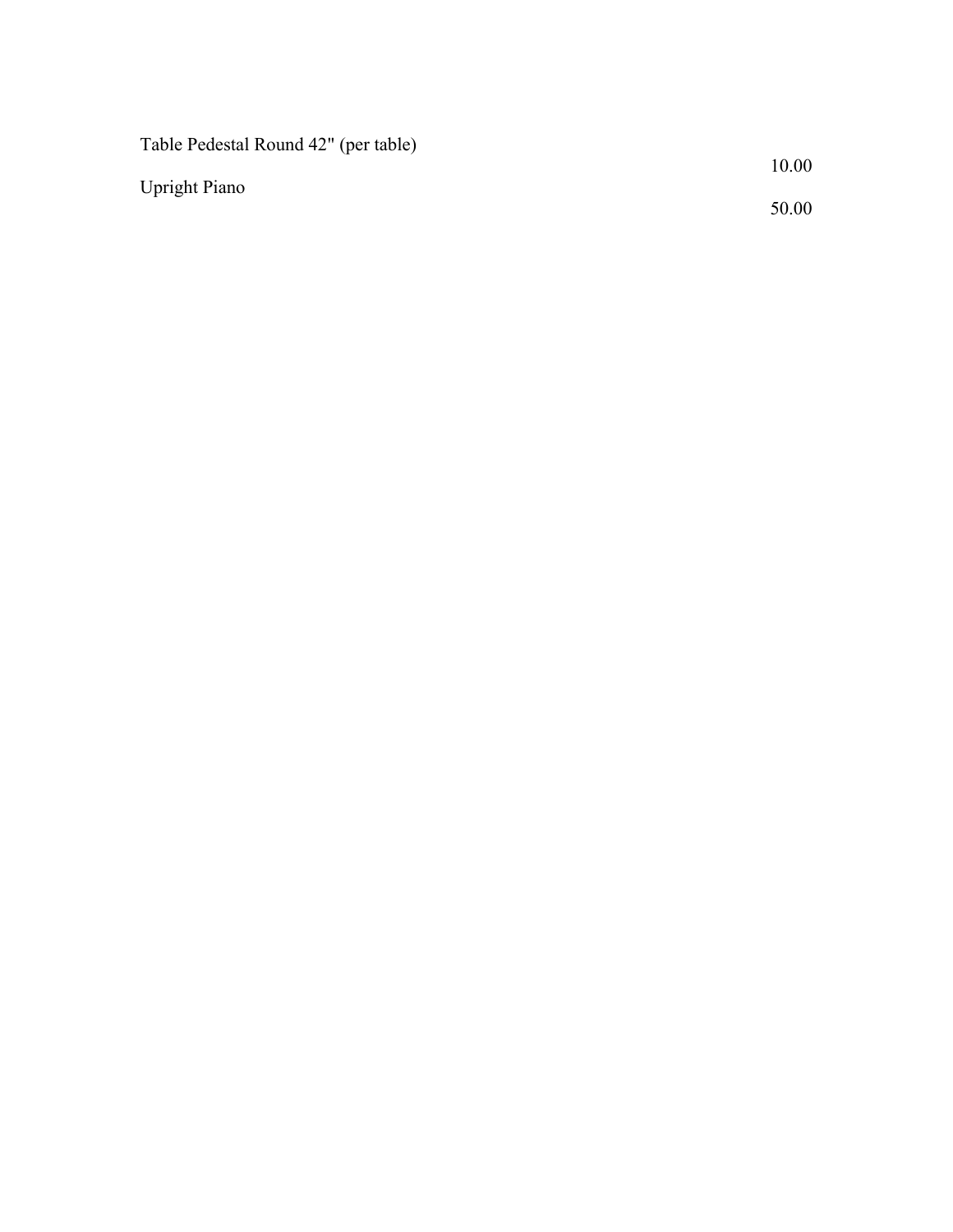| | |
|---|---|
| Table Pedestal Round 42" (per table) | 10.00 |
| Upright Piano | 50.00 |